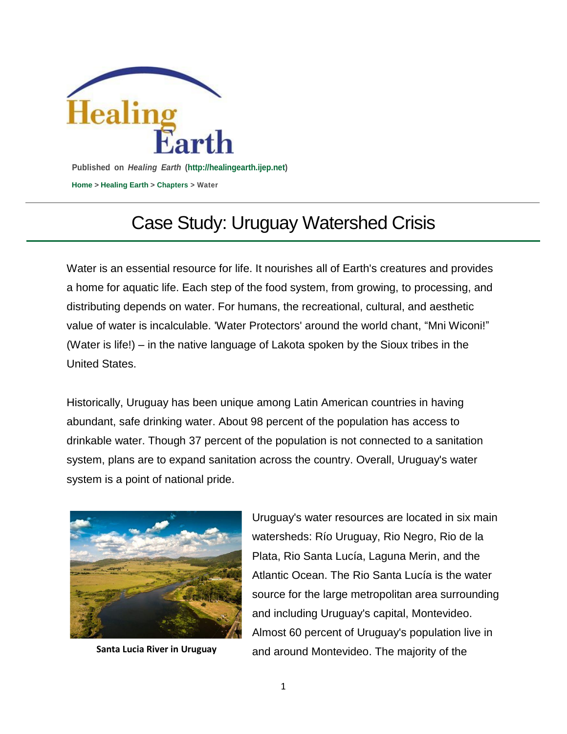Published on *Healing Earth* (http://healingearth.ijep.net)

Home > Healing Earth > Chapters > Water

# Case Study: Uruguay Watershed Crisis

Water is an essential resource for life. It nourishes all of Earth's creatures and provides a home for aquatic life. Each step of the food system, from growing, to processing, and distributing depends on water. For humans, the recreational, cultural, and aesthetic value of water is incalculable. 'Water Protectors' around the world chant, “Mni Wiconi!” (Water is life!) – in the native language of Lakota spoken by the Sioux tribes in the United States.

Historically, Uruguay has been unique among Latin American countries in having abundant, safe drinking water. About 98 percent of the population has access to drinkable water. Though 37 percent of the population is not connected to a sanitation system, plans are to expand sanitation across the country. Overall, Uruguay's water system is a point of national pride.

**Santa Lucia River in Uruguay**

Uruguay's water resources are located in six main watersheds: Río Uruguay, Rio Negro, Rio de la Plata, Rio Santa Lucía, Laguna Merin, and the Atlantic Ocean. The Rio Santa Lucía is the water source for the large metropolitan area surrounding and including Uruguay's capital, Montevideo. Almost 60 percent of Uruguay's population live in and around Montevideo. The majority of the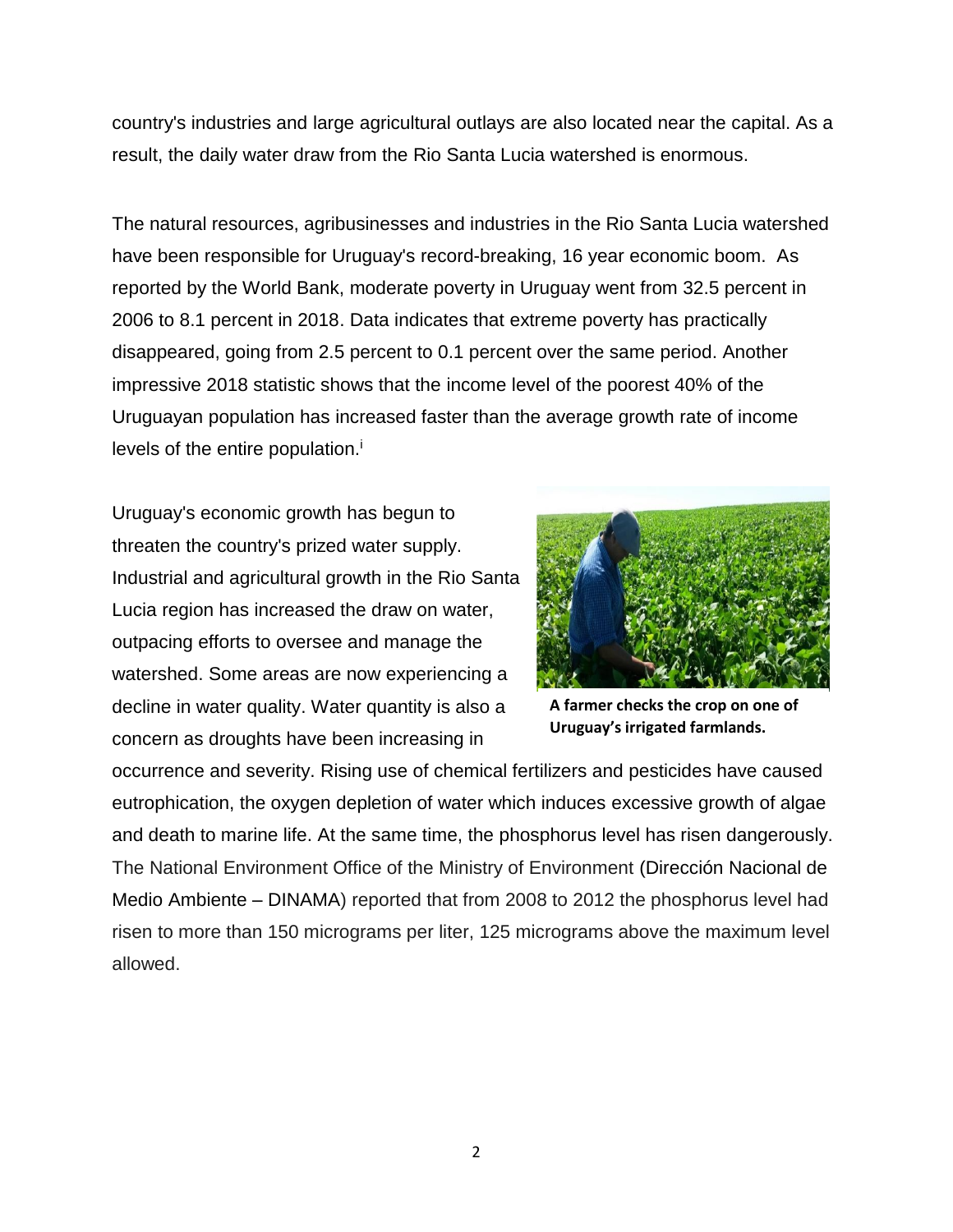country's industries and large agricultural outlays are also located near the capital. As a result, the daily water draw from the Rio Santa Lucia watershed is enormous.

The natural resources, agribusinesses and industries in the Rio Santa Lucia watershed have been responsible for Uruguay's record-breaking, 16 year economic boom. As reported by the World Bank, moderate poverty in Uruguay went from 32.5 percent in 2006 to 8.1 percent in 2018. Data indicates that extreme poverty has practically disappeared, going from 2.5 percent to 0.1 percent over the same period. Another impressive 2018 statistic shows that the income level of the poorest 40% of the Uruguayan population has increased faster than the average growth rate of income levels of the entire population.[i]

Uruguay's economic growth has begun to threaten the country's prized water supply. Industrial and agricultural growth in the Rio Santa Lucia region has increased the draw on water, outpacing efforts to oversee and manage the watershed. Some areas are now experiencing a decline in water quality. Water quantity is also a concern as droughts have been increasing in occurrence and severity. Rising use of chemical fertilizers and pesticides have caused eutrophication, the oxygen depletion of water which induces excessive growth of algae and death to marine life. At the same time, the phosphorus level has risen dangerously. The National Environment Office of the Ministry of Environment (Dirección Nacional de Medio Ambiente – DINAMA) reported that from 2008 to 2012 the phosphorus level had risen to more than 150 micrograms per liter, 125 micrograms above the maximum level allowed.

**A farmer checks the crop on one of Uruguay's irrigated farmlands.**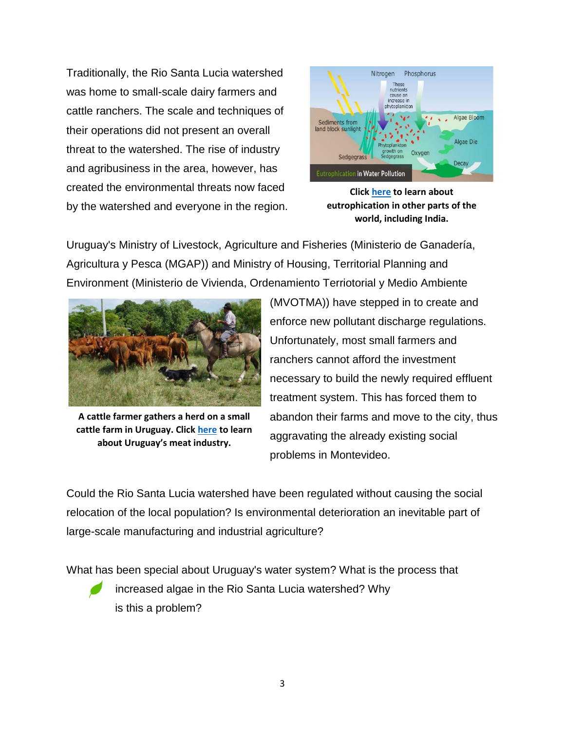Traditionally, the Rio Santa Lucia watershed was home to small-scale dairy farmers and cattle ranchers. The scale and techniques of their operations did not present an overall threat to the watershed. The rise of industry and agribusiness in the area, however, has created the environmental threats now faced by the watershed and everyone in the region.

**Click here to learn about eutrophication in other parts of the world, including India.**

Uruguay's Ministry of Livestock, Agriculture and Fisheries (Ministerio de Ganadería, Agricultura y Pesca (MGAP)) and Ministry of Housing, Territorial Planning and Environment (Ministerio de Vivienda, Ordenamiento Terriotorial y Medio Ambiente (MVOTMA)) have stepped in to create and enforce new pollutant discharge regulations. Unfortunately, most small farmers and ranchers cannot afford the investment necessary to build the newly required effluent treatment system. This has forced them to abandon their farms and move to the city, thus aggravating the already existing social problems in Montevideo.

**A cattle farmer gathers a herd on a small cattle farm in Uruguay. Click here to learn about Uruguay's meat industry.**

Could the Rio Santa Lucia watershed have been regulated without causing the social relocation of the local population? Is environmental deterioration an inevitable part of large-scale manufacturing and industrial agriculture?

What has been special about Uruguay's water system? What is the process that increased algae in the Rio Santa Lucia watershed? Why is this a problem?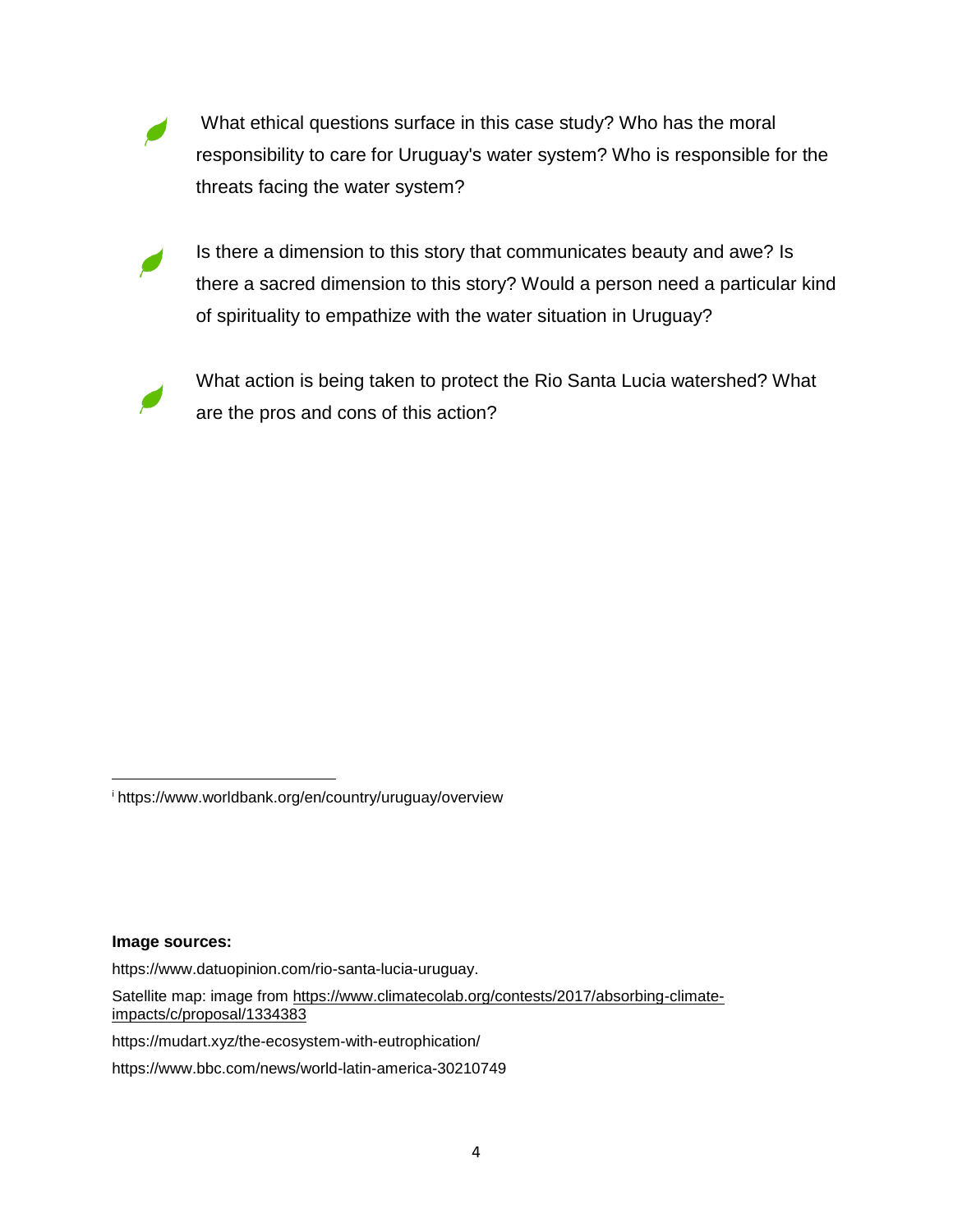- What ethical questions surface in this case study? Who has the moral responsibility to care for Uruguay's water system? Who is responsible for the threats facing the water system?

- Is there a dimension to this story that communicates beauty and awe? Is there a sacred dimension to this story? Would a person need a particular kind of spirituality to empathize with the water situation in Uruguay?

- What action is being taken to protect the Rio Santa Lucia watershed? What are the pros and cons of this action?

---

[i] https://www.worldbank.org/en/country/uruguay/overview

**Image sources:**

https://www.datuopinion.com/rio-santa-lucia-uruguay.

Satellite map: image from https://www.climatecolab.org/contests/2017/absorbing-climate-impacts/c/proposal/1334383

https://mudart.xyz/the-ecosystem-with-eutrophication/

https://www.bbc.com/news/world-latin-america-30210749